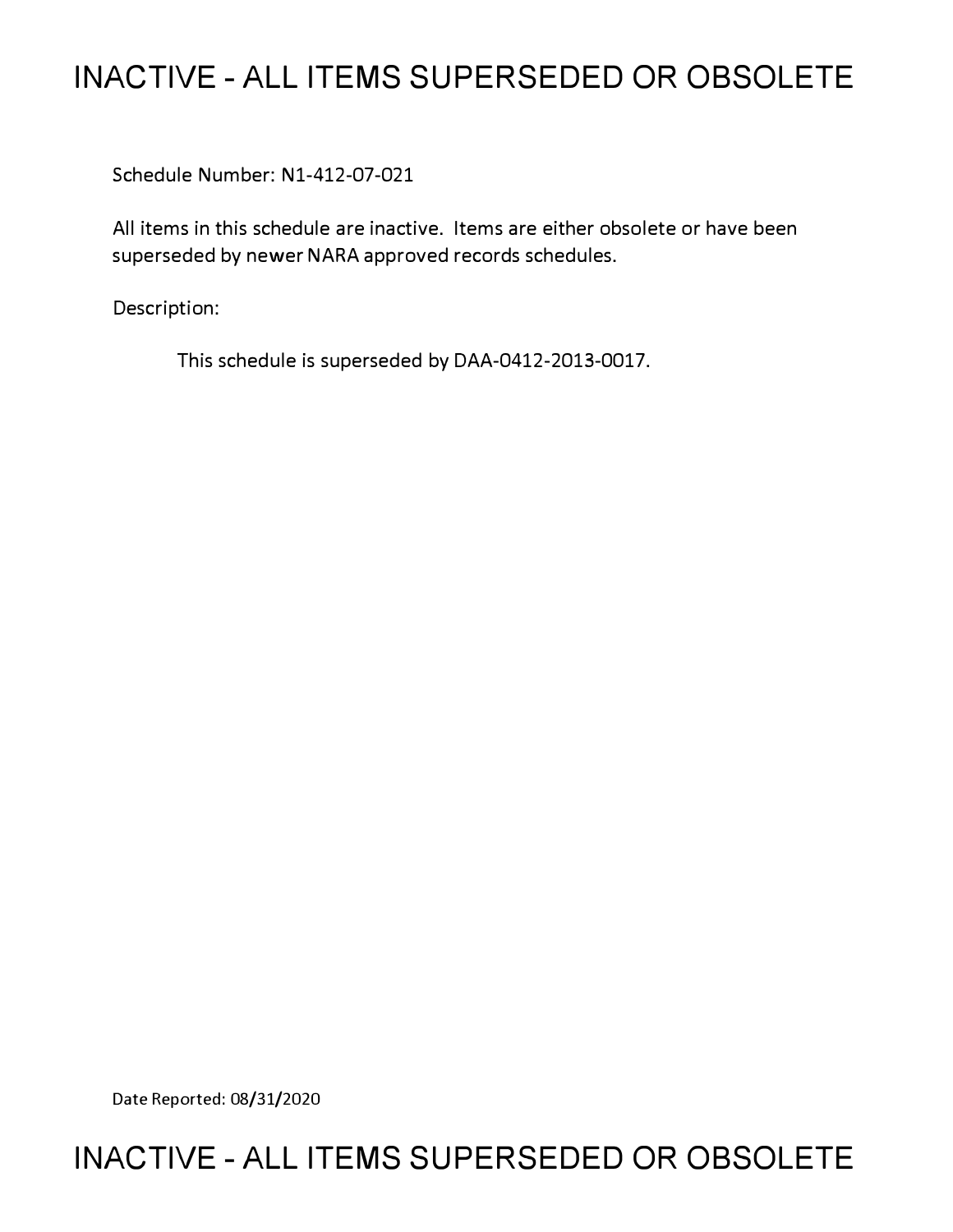# INACTIVE - ALL ITEMS SUPERSEDED OR OBSOLETE

Schedule Number: N1-412-07-021

All items in this schedule are inactive. Items are either obsolete or have been superseded by newer NARA approved records schedules.

Description:

This schedule is superseded by DAA-0412-2013-0017.

Date Reported: 08/31/2020

# INACTIVE - ALL ITEMS SUPERSEDED OR OBSOLETE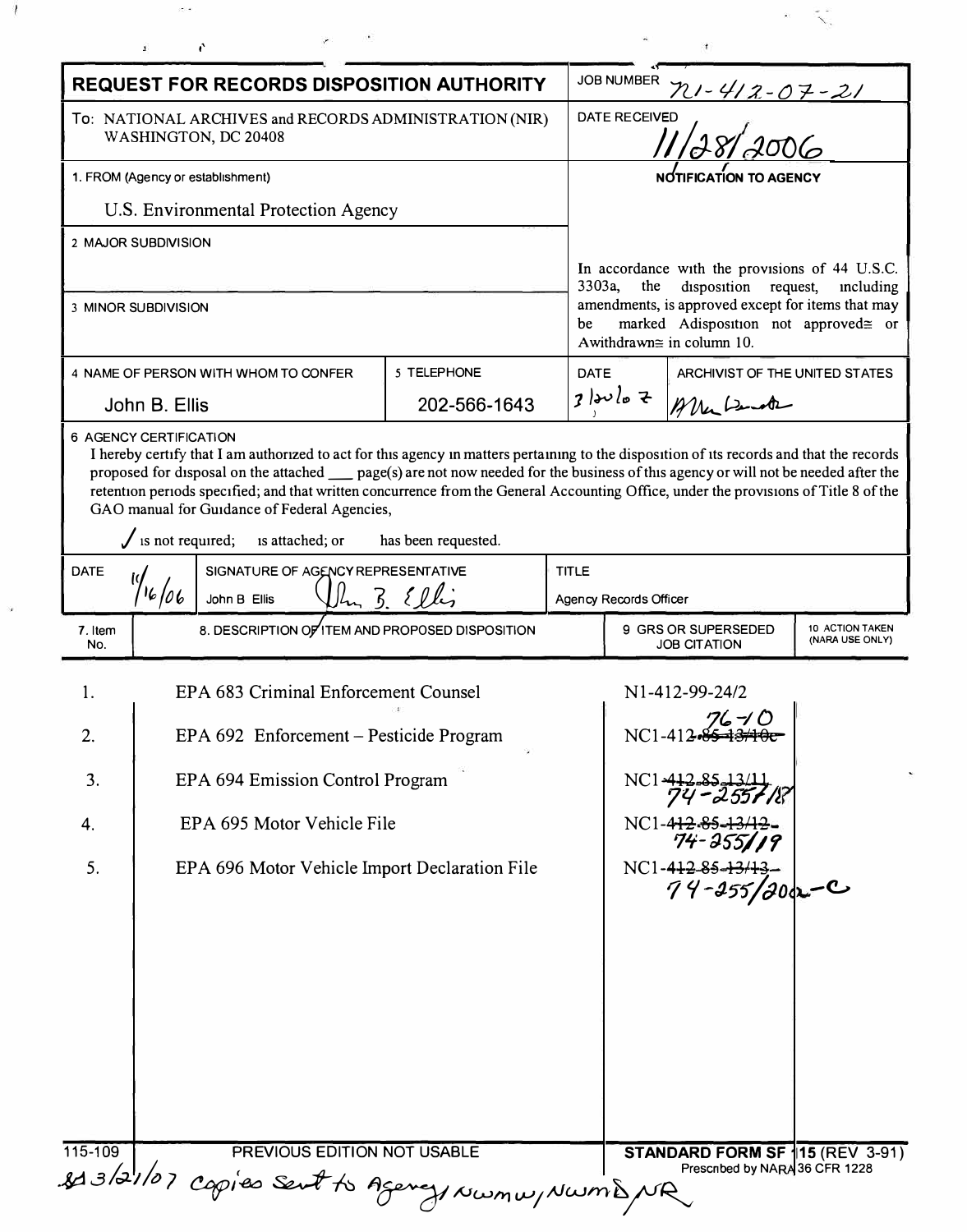# REQUEST FOR RECORDS DISPOSITION AUTHORITY

**JOB NUMBER** N1-412-07-21

To: NATIONAL ARCHIVES and RECORDS ADMINISTRATION (NIR)
WASHINGTON, DC 20408

**DATE RECEIVED** 11/28/2006

1. FROM (Agency or establishment)

U.S. Environmental Protection Agency

2 MAJOR SUBDIVISION

3 MINOR SUBDIVISION

**NOTIFICATION TO AGENCY**

In accordance with the provisions of 44 U.S.C. 3303a, the disposition request, including amendments, is approved except for items that may be marked Adisposition not approved≅ or Awithdrawn≅ in column 10.

| 4 NAME OF PERSON WITH WHOM TO CONFER | 5 TELEPHONE | DATE | ARCHIVIST OF THE UNITED STATES |
|---|---|---|---|
| John B. Ellis | 202-566-1643 | 3/20/07 | [signature] |

6 AGENCY CERTIFICATION

I hereby certify that I am authorized to act for this agency in matters pertaining to the disposition of its records and that the records proposed for disposal on the attached ___ page(s) are not now needed for the business of this agency or will not be needed after the retention periods specified; and that written concurrence from the General Accounting Office, under the provisions of Title 8 of the GAO manual for Guidance of Federal Agencies,

✓ is not required; is attached; or has been requested.

| DATE | SIGNATURE OF AGENCY REPRESENTATIVE | TITLE |
|---|---|---|
| 11/16/06 | John B Ellis [signature] | Agency Records Officer |

| 7. Item No. | 8. DESCRIPTION OF ITEM AND PROPOSED DISPOSITION | 9 GRS OR SUPERSEDED JOB CITATION | 10 ACTION TAKEN (NARA USE ONLY) |
|---|---|---|---|
| 1. | EPA 683 Criminal Enforcement Counsel | N1-412-99-24/2 | |
| 2. | EPA 692 Enforcement – Pesticide Program | NC1-412-~~85-13/10c~~ 76-10 | |
| 3. | EPA 694 Emission Control Program | NC1-~~412-85-13/11~~ 74-255/18 | |
| 4. | EPA 695 Motor Vehicle File | NC1-~~412-85-13/12~~ 74-255/19 | |
| 5. | EPA 696 Motor Vehicle Import Declaration File | NC1-~~412-85-13/13~~ 74-255/20a-c | |

115-109 PREVIOUS EDITION NOT USABLE

**STANDARD FORM SF 115** (REV 3-91)
Prescribed by NARA 36 CFR 1228

3/21/07 copies sent to Agency, NWMW, NWMD, NR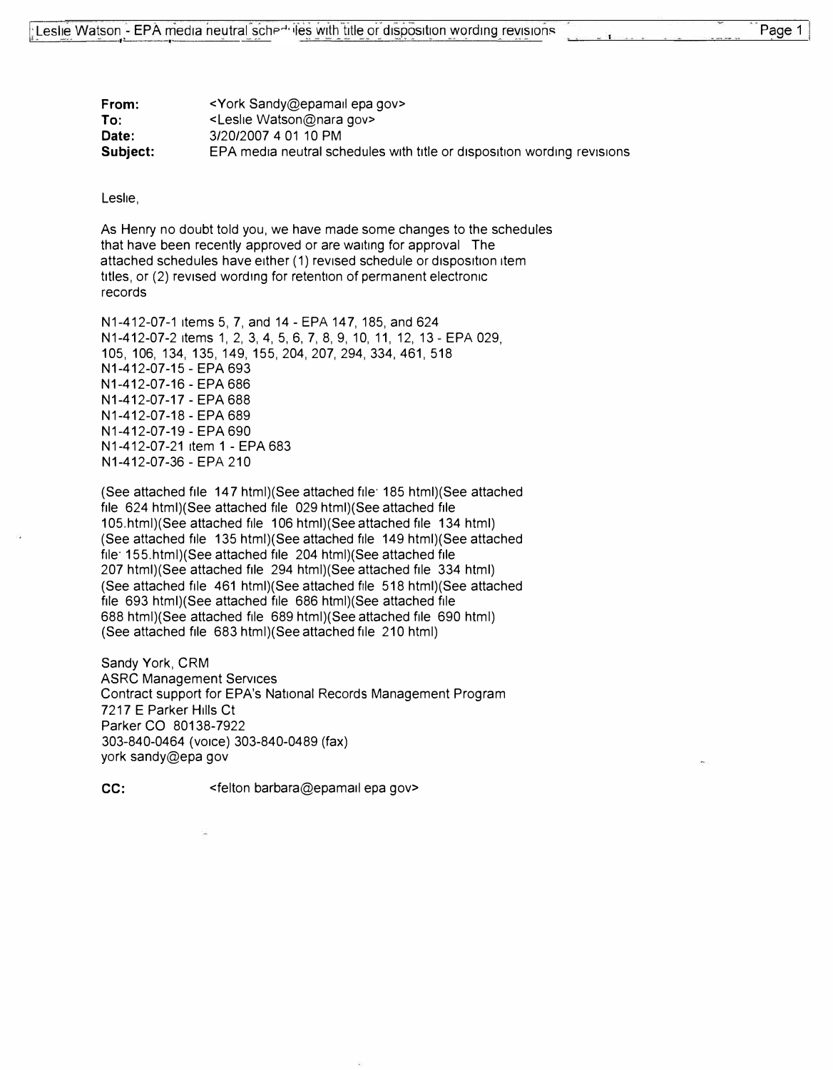**From:** <York Sandy@epamail epa gov>
**To:** <Leslie Watson@nara gov>
**Date:** 3/20/2007 4 01 10 PM
**Subject:** EPA media neutral schedules with title or disposition wording revisions

Leslie,

As Henry no doubt told you, we have made some changes to the schedules that have been recently approved or are waiting for approval The attached schedules have either (1) revised schedule or disposition item titles, or (2) revised wording for retention of permanent electronic records

N1-412-07-1 items 5, 7, and 14 - EPA 147, 185, and 624
N1-412-07-2 items 1, 2, 3, 4, 5, 6, 7, 8, 9, 10, 11, 12, 13 - EPA 029, 105, 106, 134, 135, 149, 155, 204, 207, 294, 334, 461, 518
N1-412-07-15 - EPA 693
N1-412-07-16 - EPA 686
N1-412-07-17 - EPA 688
N1-412-07-18 - EPA 689
N1-412-07-19 - EPA 690
N1-412-07-21 item 1 - EPA 683
N1-412-07-36 - EPA 210

(See attached file 147 html)(See attached file 185 html)(See attached file 624 html)(See attached file 029 html)(See attached file 105.html)(See attached file 106 html)(See attached file 134 html)(See attached file 135 html)(See attached file 149 html)(See attached file 155.html)(See attached file 204 html)(See attached file 207 html)(See attached file 294 html)(See attached file 334 html)(See attached file 461 html)(See attached file 518 html)(See attached file 693 html)(See attached file 686 html)(See attached file 688 html)(See attached file 689 html)(See attached file 690 html)(See attached file 683 html)(See attached file 210 html)

Sandy York, CRM
ASRC Management Services
Contract support for EPA's National Records Management Program
7217 E Parker Hills Ct
Parker CO 80138-7922
303-840-0464 (voice) 303-840-0489 (fax)
york sandy@epa gov

**CC:** <felton barbara@epamail epa gov>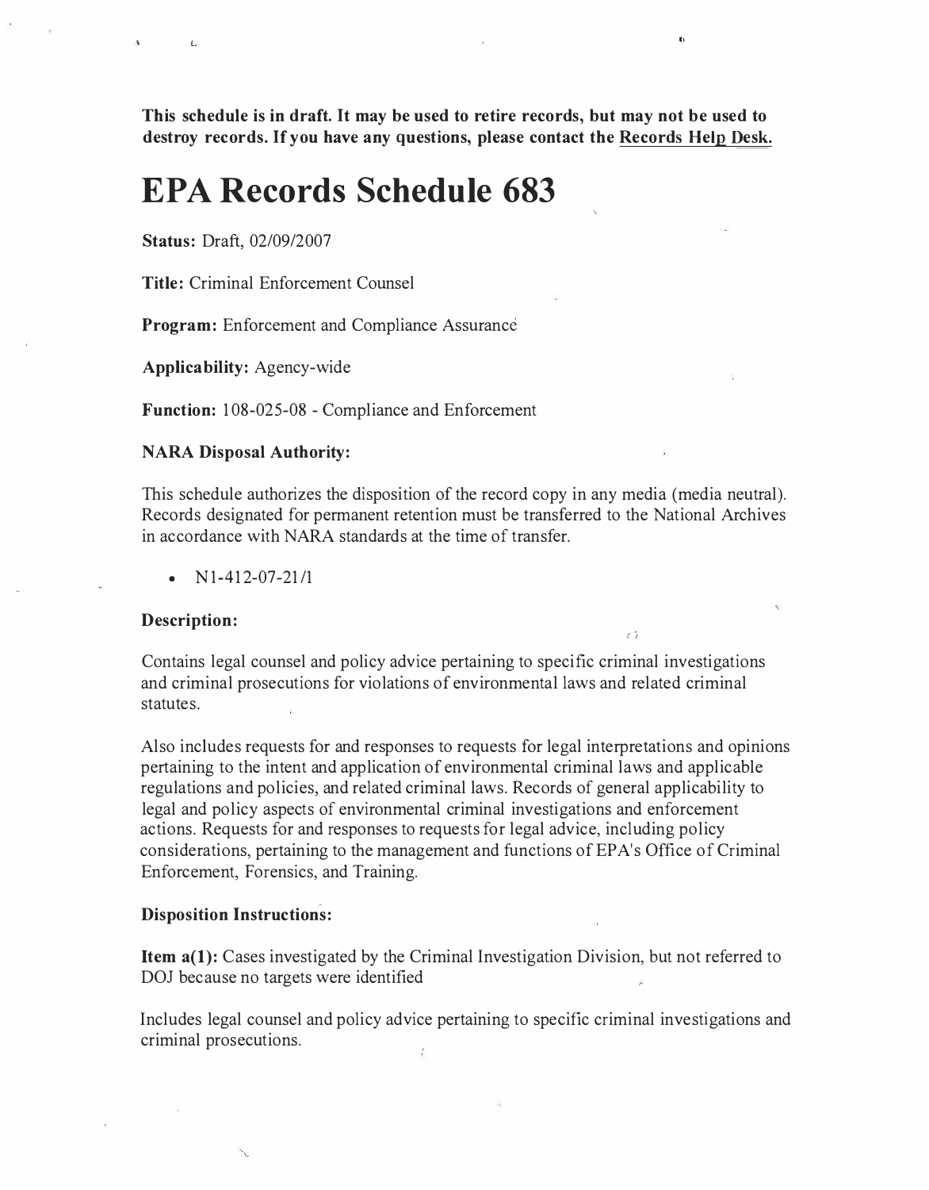**This schedule is in draft. It may be used to retire records, but may not be used to destroy records. If you have any questions, please contact the Records Help Desk.**

# EPA Records Schedule 683

**Status:** Draft, 02/09/2007

**Title:** Criminal Enforcement Counsel

**Program:** Enforcement and Compliance Assurance

**Applicability:** Agency-wide

**Function:** 108-025-08 - Compliance and Enforcement

**NARA Disposal Authority:**

This schedule authorizes the disposition of the record copy in any media (media neutral). Records designated for permanent retention must be transferred to the National Archives in accordance with NARA standards at the time of transfer.

- N1-412-07-21/1

**Description:**

Contains legal counsel and policy advice pertaining to specific criminal investigations and criminal prosecutions for violations of environmental laws and related criminal statutes.

Also includes requests for and responses to requests for legal interpretations and opinions pertaining to the intent and application of environmental criminal laws and applicable regulations and policies, and related criminal laws. Records of general applicability to legal and policy aspects of environmental criminal investigations and enforcement actions. Requests for and responses to requests for legal advice, including policy considerations, pertaining to the management and functions of EPA's Office of Criminal Enforcement, Forensics, and Training.

**Disposition Instructions:**

**Item a(1):** Cases investigated by the Criminal Investigation Division, but not referred to DOJ because no targets were identified

Includes legal counsel and policy advice pertaining to specific criminal investigations and criminal prosecutions.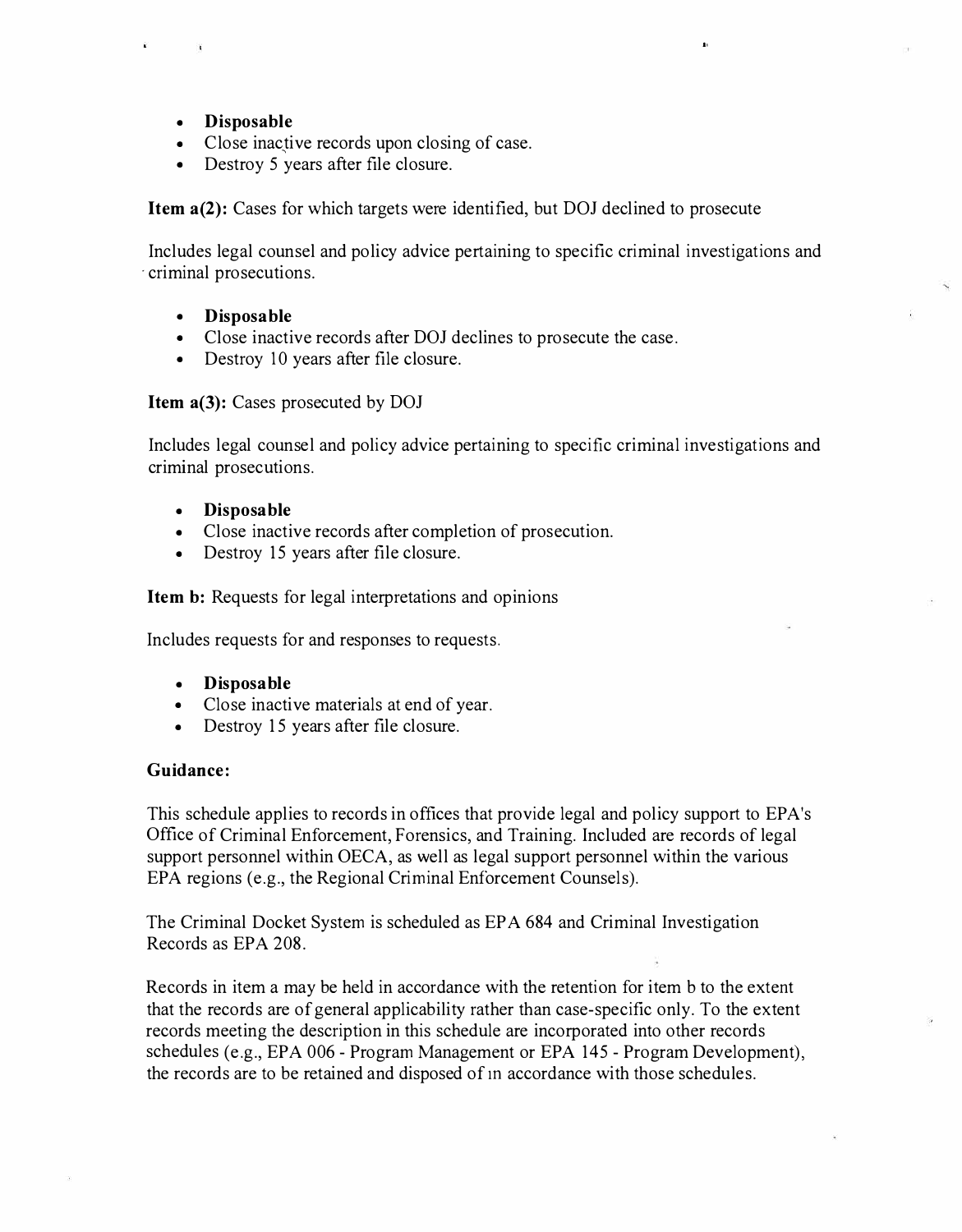- **Disposable**
- Close inactive records upon closing of case.
- Destroy 5 years after file closure.

**Item a(2):** Cases for which targets were identified, but DOJ declined to prosecute

Includes legal counsel and policy advice pertaining to specific criminal investigations and criminal prosecutions.

- **Disposable**
- Close inactive records after DOJ declines to prosecute the case.
- Destroy 10 years after file closure.

**Item a(3):** Cases prosecuted by DOJ

Includes legal counsel and policy advice pertaining to specific criminal investigations and criminal prosecutions.

- **Disposable**
- Close inactive records after completion of prosecution.
- Destroy 15 years after file closure.

**Item b:** Requests for legal interpretations and opinions

Includes requests for and responses to requests.

- **Disposable**
- Close inactive materials at end of year.
- Destroy 15 years after file closure.

**Guidance:**

This schedule applies to records in offices that provide legal and policy support to EPA's Office of Criminal Enforcement, Forensics, and Training. Included are records of legal support personnel within OECA, as well as legal support personnel within the various EPA regions (e.g., the Regional Criminal Enforcement Counsels).

The Criminal Docket System is scheduled as EPA 684 and Criminal Investigation Records as EPA 208.

Records in item a may be held in accordance with the retention for item b to the extent that the records are of general applicability rather than case-specific only. To the extent records meeting the description in this schedule are incorporated into other records schedules (e.g., EPA 006 - Program Management or EPA 145 - Program Development), the records are to be retained and disposed of in accordance with those schedules.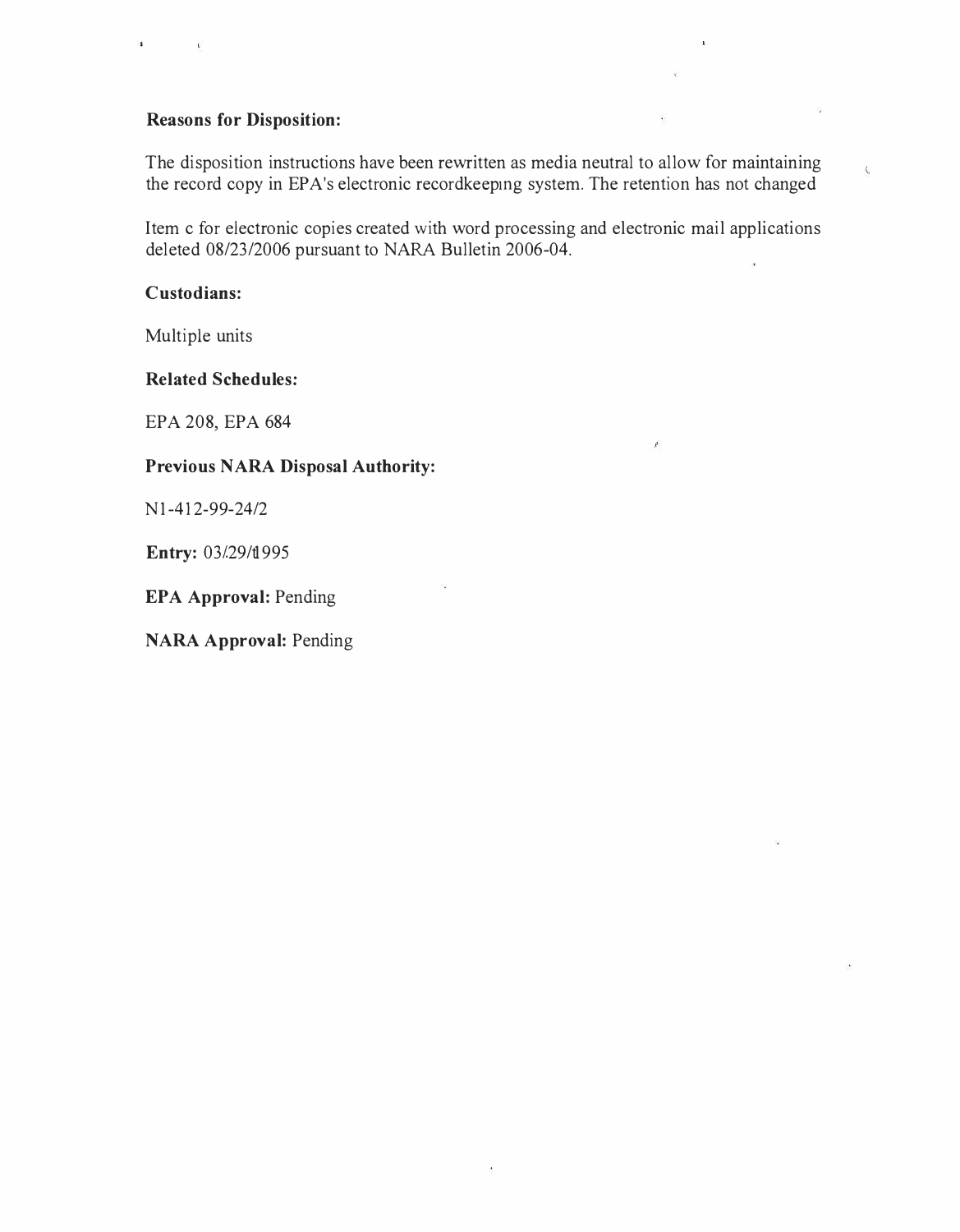**Reasons for Disposition:**

The disposition instructions have been rewritten as media neutral to allow for maintaining the record copy in EPA's electronic recordkeeping system. The retention has not changed

Item c for electronic copies created with word processing and electronic mail applications deleted 08/23/2006 pursuant to NARA Bulletin 2006-04.

**Custodians:**

Multiple units

**Related Schedules:**

EPA 208, EPA 684

**Previous NARA Disposal Authority:**

N1-412-99-24/2

**Entry:** 03/29/1995

**EPA Approval:** Pending

**NARA Approval:** Pending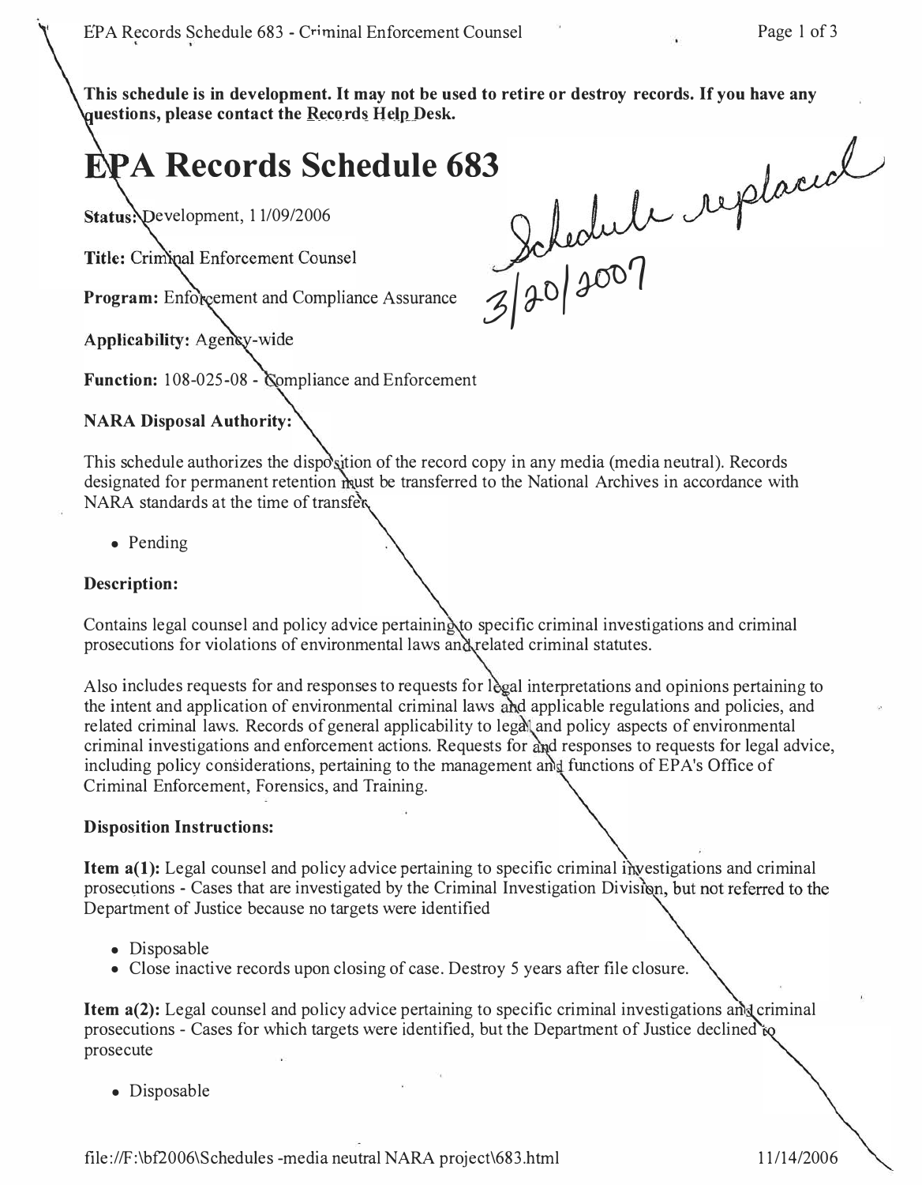**This schedule is in development. It may not be used to retire or destroy records. If you have any questions, please contact the Records Help Desk.**

# EPA Records Schedule 683

Schedule replaced 3/20/2007

**Status:** Development, 11/09/2006

**Title:** Criminal Enforcement Counsel

**Program:** Enforcement and Compliance Assurance

**Applicability:** Agency-wide

**Function:** 108-025-08 - Compliance and Enforcement

### NARA Disposal Authority:

This schedule authorizes the disposition of the record copy in any media (media neutral). Records designated for permanent retention must be transferred to the National Archives in accordance with NARA standards at the time of transfer.

- Pending

### Description:

Contains legal counsel and policy advice pertaining to specific criminal investigations and criminal prosecutions for violations of environmental laws and related criminal statutes.

Also includes requests for and responses to requests for legal interpretations and opinions pertaining to the intent and application of environmental criminal laws and applicable regulations and policies, and related criminal laws. Records of general applicability to legal and policy aspects of environmental criminal investigations and enforcement actions. Requests for and responses to requests for legal advice, including policy considerations, pertaining to the management and functions of EPA's Office of Criminal Enforcement, Forensics, and Training.

### Disposition Instructions:

**Item a(1):** Legal counsel and policy advice pertaining to specific criminal investigations and criminal prosecutions - Cases that are investigated by the Criminal Investigation Division, but not referred to the Department of Justice because no targets were identified

- Disposable
- Close inactive records upon closing of case. Destroy 5 years after file closure.

**Item a(2):** Legal counsel and policy advice pertaining to specific criminal investigations and criminal prosecutions - Cases for which targets were identified, but the Department of Justice declined to prosecute

- Disposable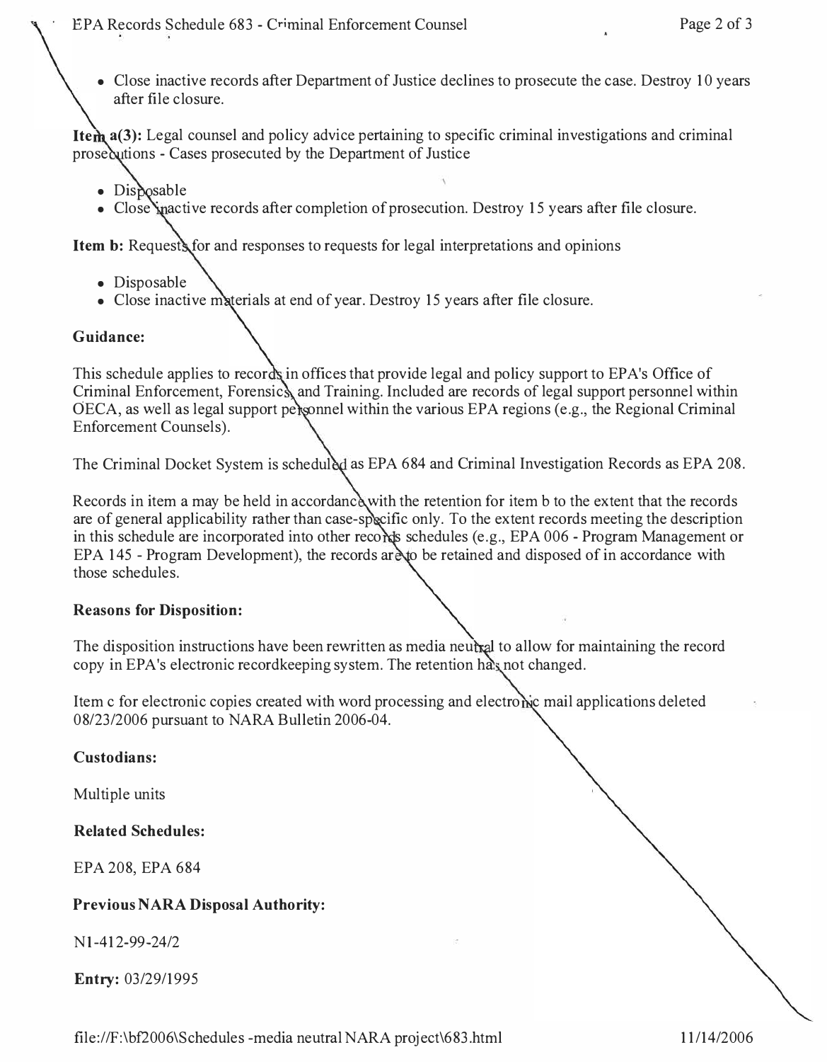- Close inactive records after Department of Justice declines to prosecute the case. Destroy 10 years after file closure.

**Item a(3):** Legal counsel and policy advice pertaining to specific criminal investigations and criminal prosecutions - Cases prosecuted by the Department of Justice

- Disposable
- Close inactive records after completion of prosecution. Destroy 15 years after file closure.

**Item b:** Requests for and responses to requests for legal interpretations and opinions

- Disposable
- Close inactive materials at end of year. Destroy 15 years after file closure.

**Guidance:**

This schedule applies to records in offices that provide legal and policy support to EPA's Office of Criminal Enforcement, Forensics, and Training. Included are records of legal support personnel within OECA, as well as legal support personnel within the various EPA regions (e.g., the Regional Criminal Enforcement Counsels).

The Criminal Docket System is scheduled as EPA 684 and Criminal Investigation Records as EPA 208.

Records in item a may be held in accordance with the retention for item b to the extent that the records are of general applicability rather than case-specific only. To the extent records meeting the description in this schedule are incorporated into other records schedules (e.g., EPA 006 - Program Management or EPA 145 - Program Development), the records are to be retained and disposed of in accordance with those schedules.

**Reasons for Disposition:**

The disposition instructions have been rewritten as media neutral to allow for maintaining the record copy in EPA's electronic recordkeeping system. The retention has not changed.

Item c for electronic copies created with word processing and electronic mail applications deleted 08/23/2006 pursuant to NARA Bulletin 2006-04.

**Custodians:**

Multiple units

**Related Schedules:**

EPA 208, EPA 684

**Previous NARA Disposal Authority:**

N1-412-99-24/2

**Entry:** 03/29/1995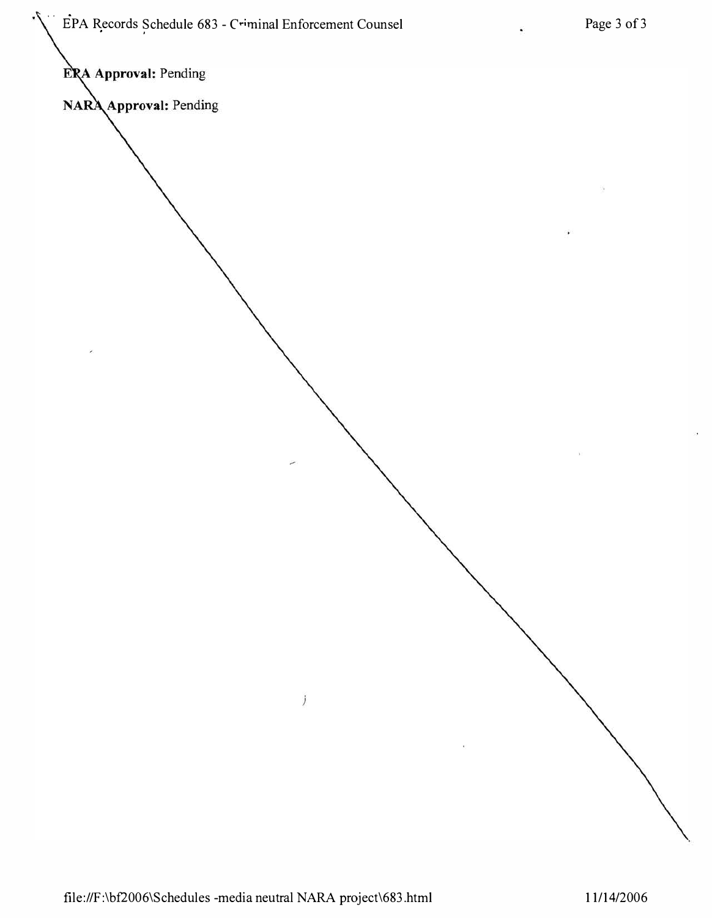**EPA Approval:** Pending

**NARA Approval:** Pending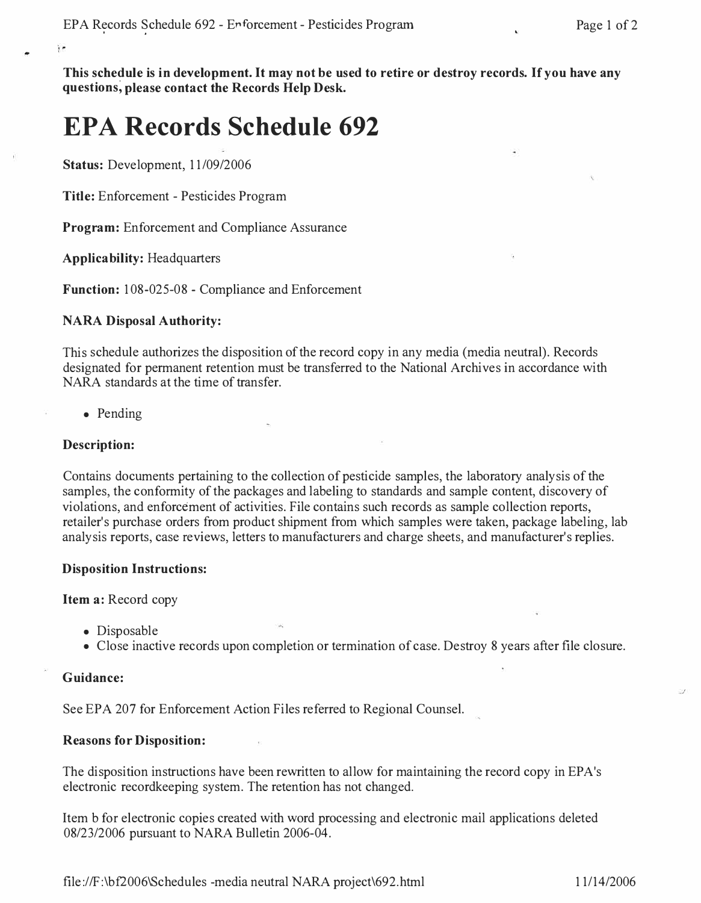**This schedule is in development. It may not be used to retire or destroy records. If you have any questions, please contact the Records Help Desk.**

# EPA Records Schedule 692

**Status:** Development, 11/09/2006

**Title:** Enforcement - Pesticides Program

**Program:** Enforcement and Compliance Assurance

**Applicability:** Headquarters

**Function:** 108-025-08 - Compliance and Enforcement

**NARA Disposal Authority:**

This schedule authorizes the disposition of the record copy in any media (media neutral). Records designated for permanent retention must be transferred to the National Archives in accordance with NARA standards at the time of transfer.

- Pending

**Description:**

Contains documents pertaining to the collection of pesticide samples, the laboratory analysis of the samples, the conformity of the packages and labeling to standards and sample content, discovery of violations, and enforcement of activities. File contains such records as sample collection reports, retailer's purchase orders from product shipment from which samples were taken, package labeling, lab analysis reports, case reviews, letters to manufacturers and charge sheets, and manufacturer's replies.

**Disposition Instructions:**

**Item a:** Record copy

- Disposable
- Close inactive records upon completion or termination of case. Destroy 8 years after file closure.

**Guidance:**

See EPA 207 for Enforcement Action Files referred to Regional Counsel.

**Reasons for Disposition:**

The disposition instructions have been rewritten to allow for maintaining the record copy in EPA's electronic recordkeeping system. The retention has not changed.

Item b for electronic copies created with word processing and electronic mail applications deleted 08/23/2006 pursuant to NARA Bulletin 2006-04.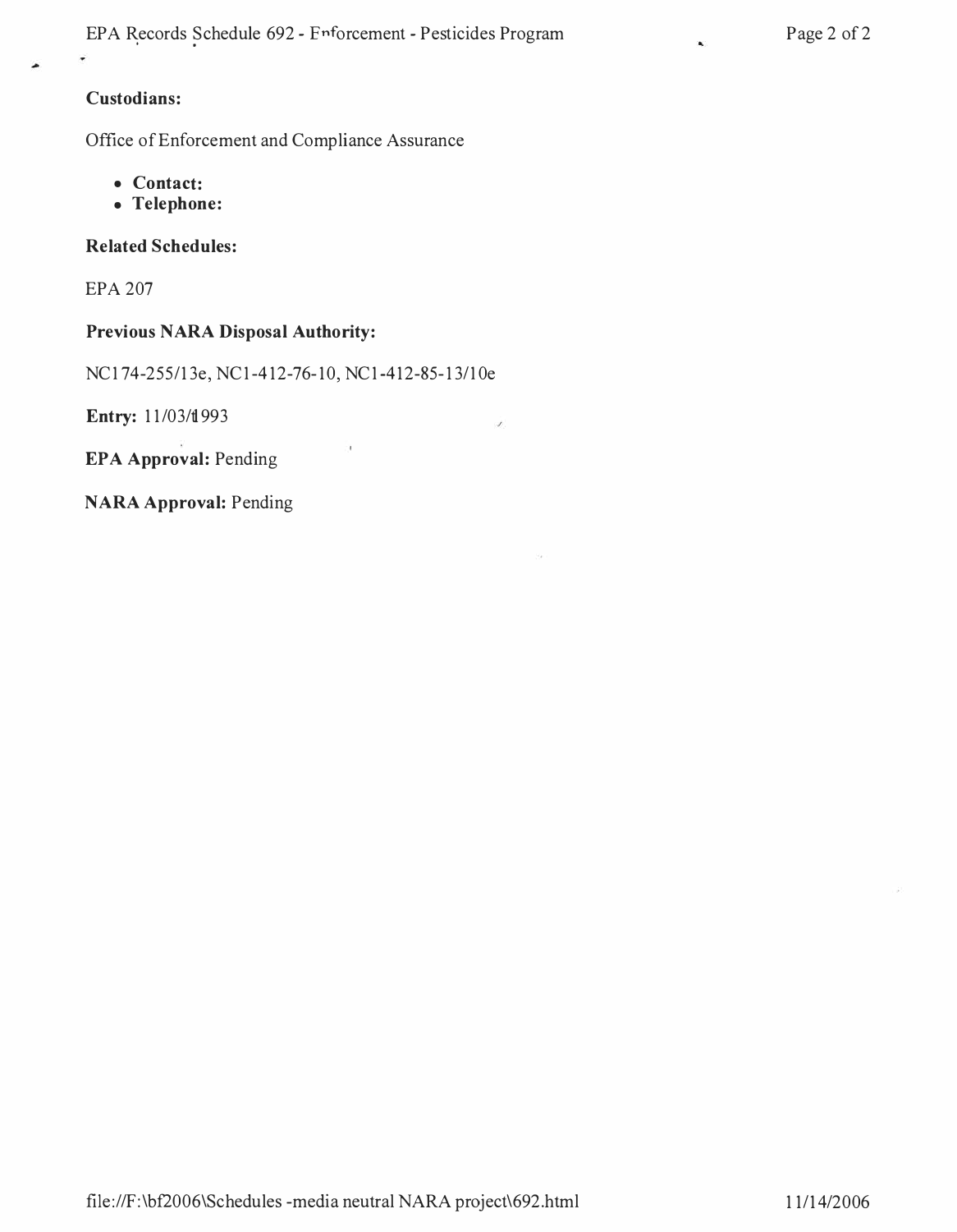**Custodians:**

Office of Enforcement and Compliance Assurance

- **Contact:**
- **Telephone:**

**Related Schedules:**

EPA 207

**Previous NARA Disposal Authority:**

NC174-255/13e, NC1-412-76-10, NC1-412-85-13/10e

**Entry:** 11/03/1993

**EPA Approval:** Pending

**NARA Approval:** Pending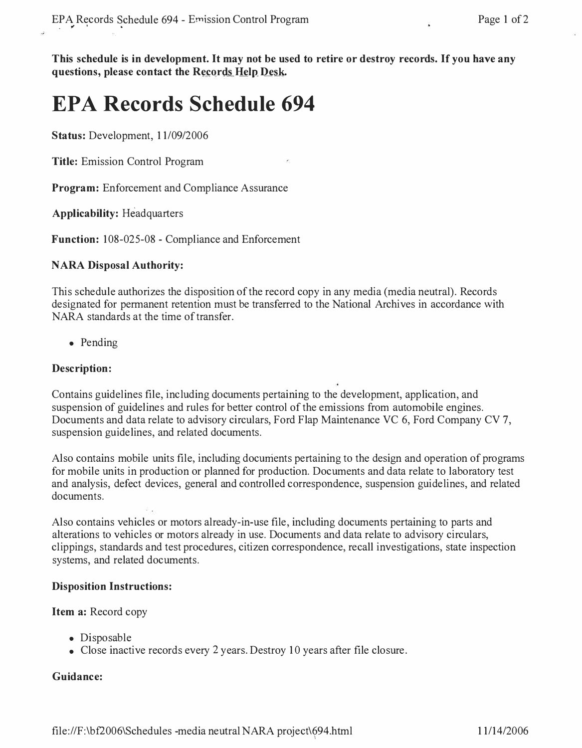**This schedule is in development. It may not be used to retire or destroy records. If you have any questions, please contact the Records Help Desk.**

# EPA Records Schedule 694

**Status:** Development, 11/09/2006

**Title:** Emission Control Program

**Program:** Enforcement and Compliance Assurance

**Applicability:** Headquarters

**Function:** 108-025-08 - Compliance and Enforcement

**NARA Disposal Authority:**

This schedule authorizes the disposition of the record copy in any media (media neutral). Records designated for permanent retention must be transferred to the National Archives in accordance with NARA standards at the time of transfer.

- Pending

**Description:**

Contains guidelines file, including documents pertaining to the development, application, and suspension of guidelines and rules for better control of the emissions from automobile engines. Documents and data relate to advisory circulars, Ford Flap Maintenance VC 6, Ford Company CV 7, suspension guidelines, and related documents.

Also contains mobile units file, including documents pertaining to the design and operation of programs for mobile units in production or planned for production. Documents and data relate to laboratory test and analysis, defect devices, general and controlled correspondence, suspension guidelines, and related documents.

Also contains vehicles or motors already-in-use file, including documents pertaining to parts and alterations to vehicles or motors already in use. Documents and data relate to advisory circulars, clippings, standards and test procedures, citizen correspondence, recall investigations, state inspection systems, and related documents.

**Disposition Instructions:**

**Item a:** Record copy

- Disposable
- Close inactive records every 2 years. Destroy 10 years after file closure.

**Guidance:**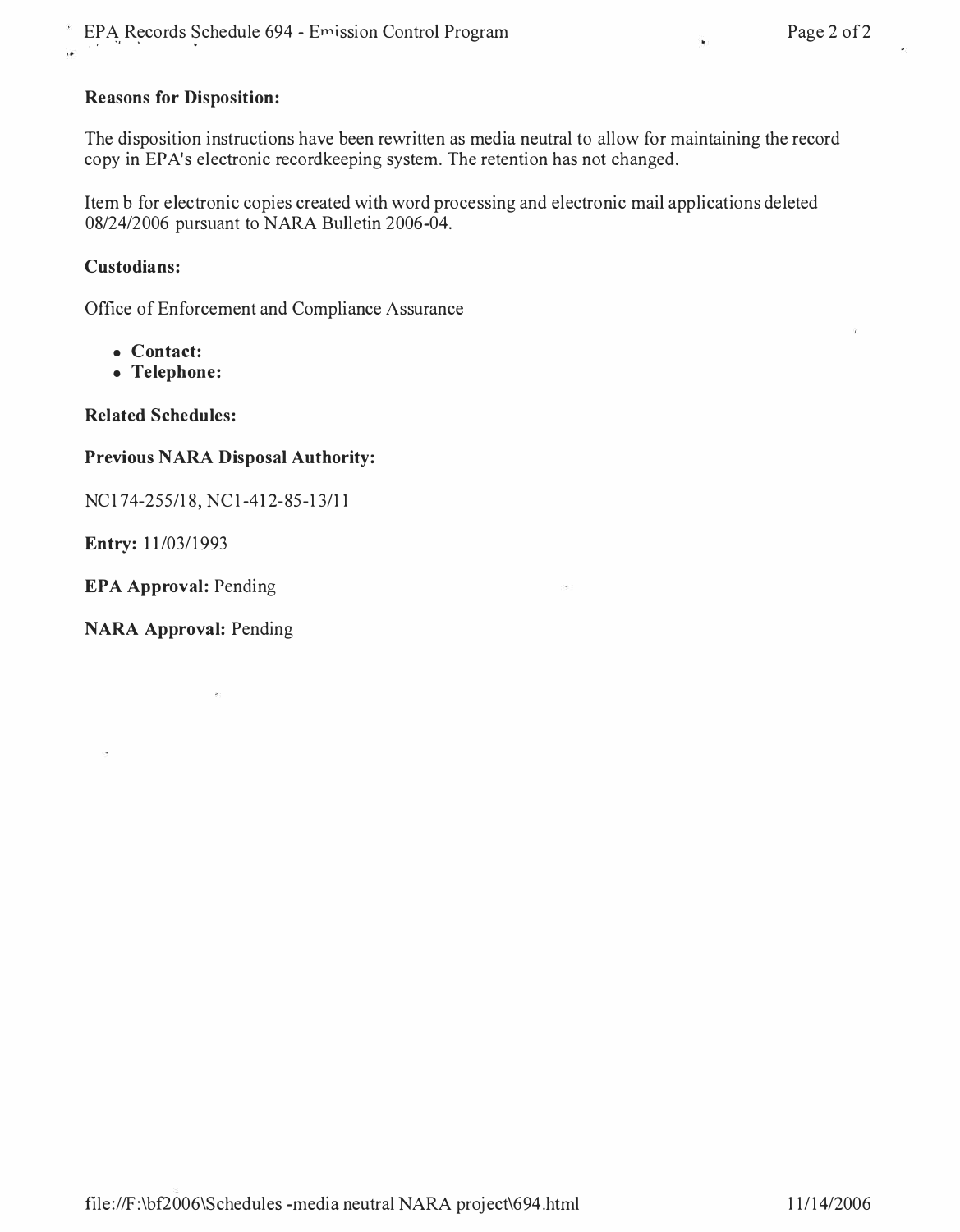**Reasons for Disposition:**

The disposition instructions have been rewritten as media neutral to allow for maintaining the record copy in EPA's electronic recordkeeping system. The retention has not changed.

Item b for electronic copies created with word processing and electronic mail applications deleted 08/24/2006 pursuant to NARA Bulletin 2006-04.

**Custodians:**

Office of Enforcement and Compliance Assurance

- **Contact:**
- **Telephone:**

**Related Schedules:**

**Previous NARA Disposal Authority:**

NC174-255/18, NC1-412-85-13/11

**Entry:** 11/03/1993

**EPA Approval:** Pending

**NARA Approval:** Pending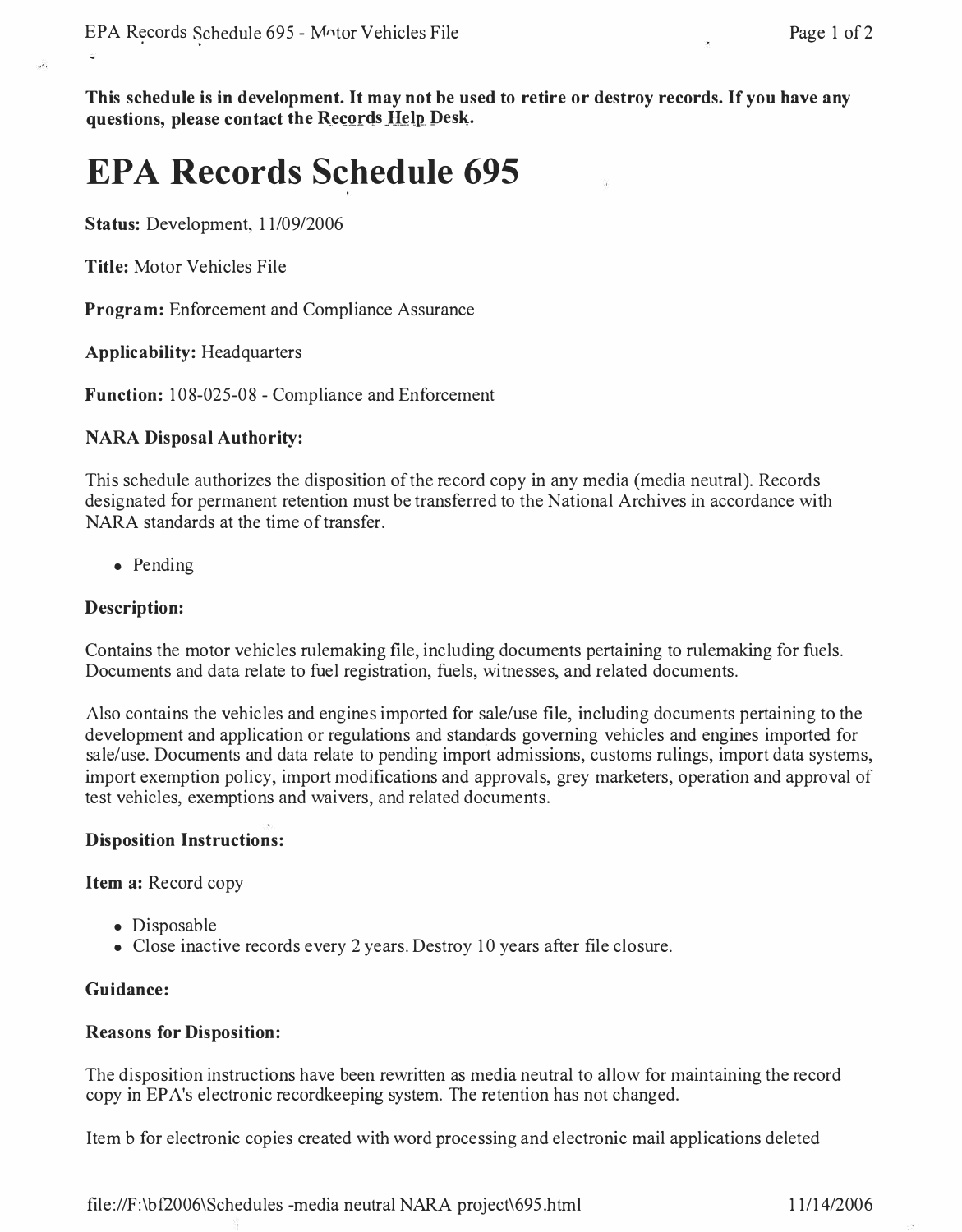**This schedule is in development. It may not be used to retire or destroy records. If you have any questions, please contact the Records Help Desk.**

# EPA Records Schedule 695

**Status:** Development, 11/09/2006

**Title:** Motor Vehicles File

**Program:** Enforcement and Compliance Assurance

**Applicability:** Headquarters

**Function:** 108-025-08 - Compliance and Enforcement

**NARA Disposal Authority:**

This schedule authorizes the disposition of the record copy in any media (media neutral). Records designated for permanent retention must be transferred to the National Archives in accordance with NARA standards at the time of transfer.

- Pending

**Description:**

Contains the motor vehicles rulemaking file, including documents pertaining to rulemaking for fuels. Documents and data relate to fuel registration, fuels, witnesses, and related documents.

Also contains the vehicles and engines imported for sale/use file, including documents pertaining to the development and application or regulations and standards governing vehicles and engines imported for sale/use. Documents and data relate to pending import admissions, customs rulings, import data systems, import exemption policy, import modifications and approvals, grey marketers, operation and approval of test vehicles, exemptions and waivers, and related documents.

**Disposition Instructions:**

**Item a:** Record copy

- Disposable
- Close inactive records every 2 years. Destroy 10 years after file closure.

**Guidance:**

**Reasons for Disposition:**

The disposition instructions have been rewritten as media neutral to allow for maintaining the record copy in EPA's electronic recordkeeping system. The retention has not changed.

Item b for electronic copies created with word processing and electronic mail applications deleted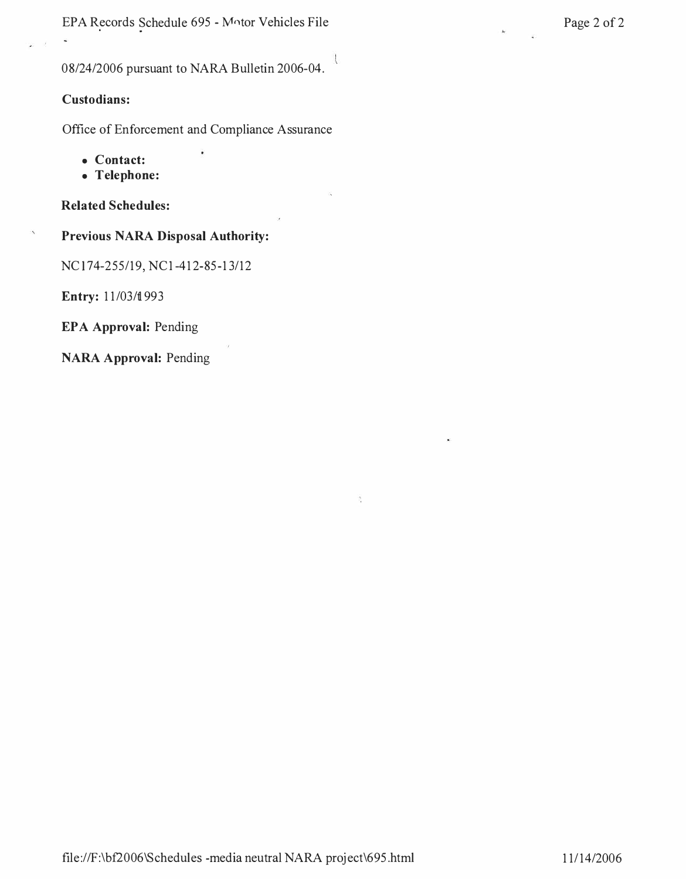08/24/2006 pursuant to NARA Bulletin 2006-04.

**Custodians:**

Office of Enforcement and Compliance Assurance

- **Contact:**
- **Telephone:**

**Related Schedules:**

**Previous NARA Disposal Authority:**

NC174-255/19, NC1-412-85-13/12

**Entry:** 11/03/1993

**EPA Approval:** Pending

**NARA Approval:** Pending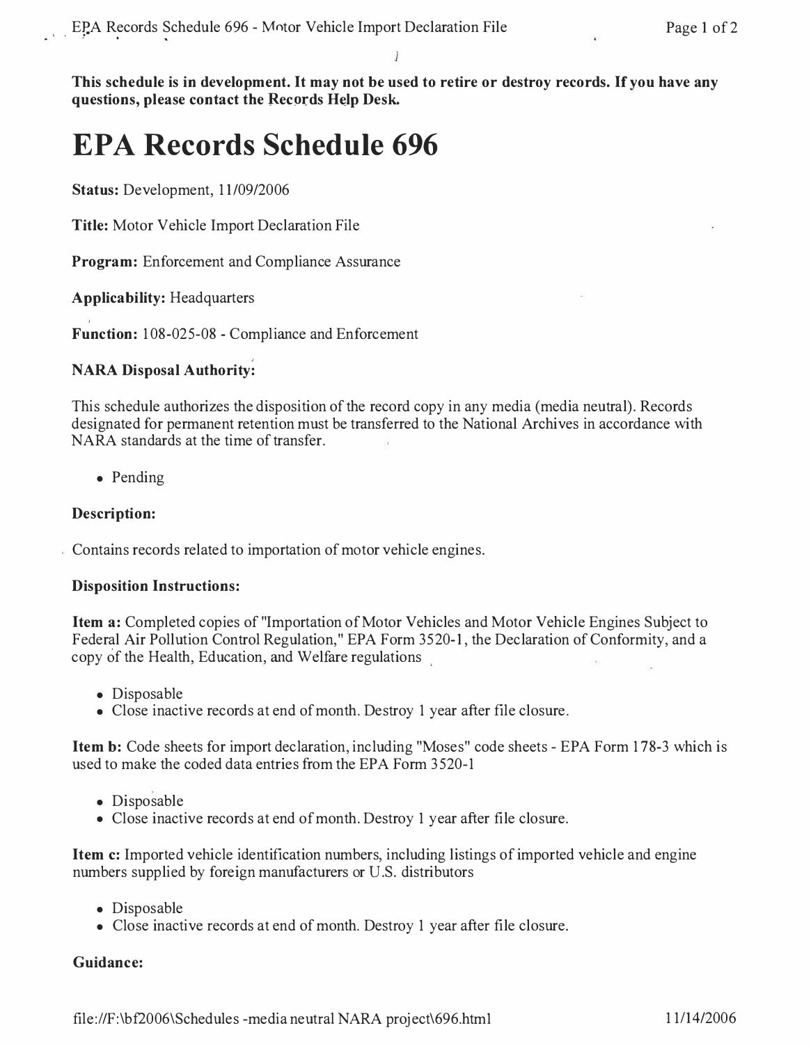**This schedule is in development. It may not be used to retire or destroy records. If you have any questions, please contact the Records Help Desk.**

# EPA Records Schedule 696

**Status:** Development, 11/09/2006

**Title:** Motor Vehicle Import Declaration File

**Program:** Enforcement and Compliance Assurance

**Applicability:** Headquarters

**Function:** 108-025-08 - Compliance and Enforcement

### NARA Disposal Authority:

This schedule authorizes the disposition of the record copy in any media (media neutral). Records designated for permanent retention must be transferred to the National Archives in accordance with NARA standards at the time of transfer.

- Pending

### Description:

Contains records related to importation of motor vehicle engines.

### Disposition Instructions:

**Item a:** Completed copies of "Importation of Motor Vehicles and Motor Vehicle Engines Subject to Federal Air Pollution Control Regulation," EPA Form 3520-1, the Declaration of Conformity, and a copy of the Health, Education, and Welfare regulations

- Disposable
- Close inactive records at end of month. Destroy 1 year after file closure.

**Item b:** Code sheets for import declaration, including "Moses" code sheets - EPA Form 178-3 which is used to make the coded data entries from the EPA Form 3520-1

- Disposable
- Close inactive records at end of month. Destroy 1 year after file closure.

**Item c:** Imported vehicle identification numbers, including listings of imported vehicle and engine numbers supplied by foreign manufacturers or U.S. distributors

- Disposable
- Close inactive records at end of month. Destroy 1 year after file closure.

### Guidance: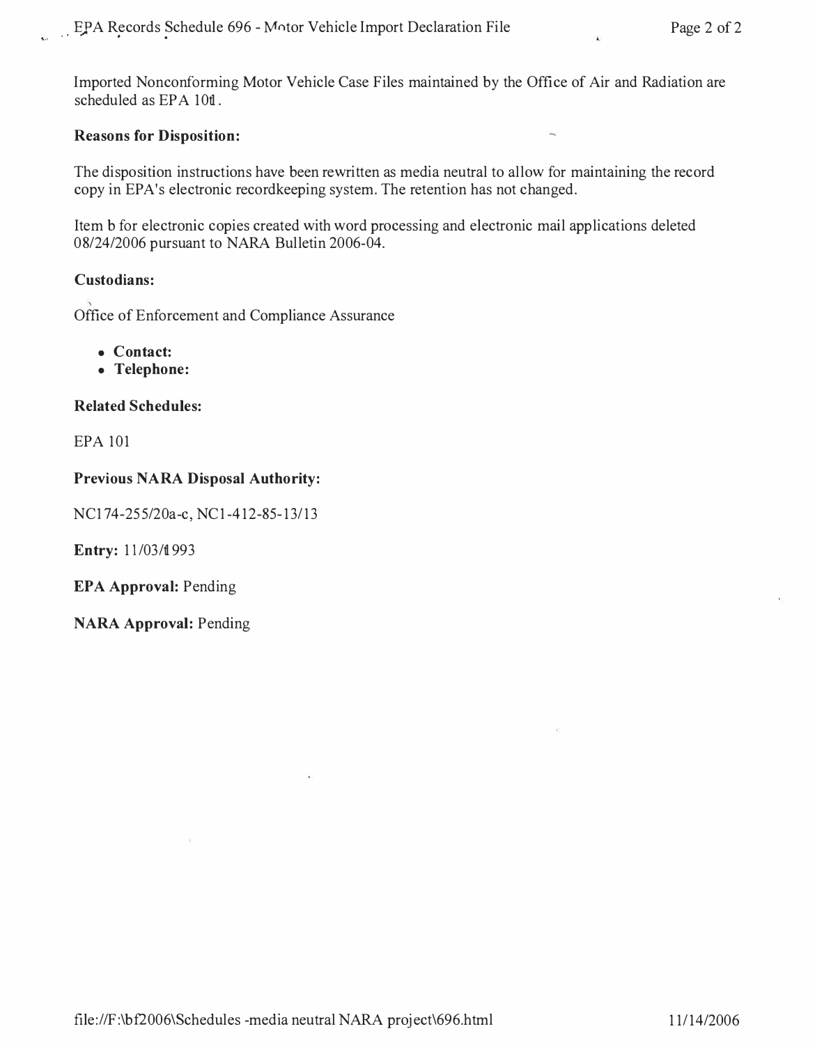Imported Nonconforming Motor Vehicle Case Files maintained by the Office of Air and Radiation are scheduled as EPA 101.

**Reasons for Disposition:**

The disposition instructions have been rewritten as media neutral to allow for maintaining the record copy in EPA's electronic recordkeeping system. The retention has not changed.

Item b for electronic copies created with word processing and electronic mail applications deleted 08/24/2006 pursuant to NARA Bulletin 2006-04.

**Custodians:**

Office of Enforcement and Compliance Assurance

- **Contact:**
- **Telephone:**

**Related Schedules:**

EPA 101

**Previous NARA Disposal Authority:**

NC174-255/20a-c, NC1-412-85-13/13

**Entry:** 11/03/1993

**EPA Approval:** Pending

**NARA Approval:** Pending